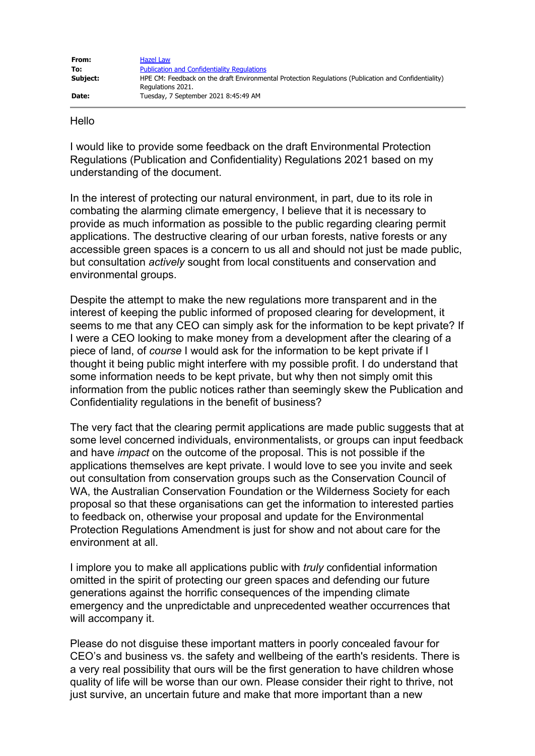| | |
|---|---|
| **From:** | Hazel Law |
| **To:** | Publication and Confidentiality Regulations |
| **Subject:** | HPE CM: Feedback on the draft Environmental Protection Regulations (Publication and Confidentiality) Regulations 2021. |
| **Date:** | Tuesday, 7 September 2021 8:45:49 AM |

Hello

I would like to provide some feedback on the draft Environmental Protection Regulations (Publication and Confidentiality) Regulations 2021 based on my understanding of the document.

In the interest of protecting our natural environment, in part, due to its role in combating the alarming climate emergency, I believe that it is necessary to provide as much information as possible to the public regarding clearing permit applications. The destructive clearing of our urban forests, native forests or any accessible green spaces is a concern to us all and should not just be made public, but consultation *actively* sought from local constituents and conservation and environmental groups.

Despite the attempt to make the new regulations more transparent and in the interest of keeping the public informed of proposed clearing for development, it seems to me that any CEO can simply ask for the information to be kept private? If I were a CEO looking to make money from a development after the clearing of a piece of land, of *course* I would ask for the information to be kept private if I thought it being public might interfere with my possible profit. I do understand that some information needs to be kept private, but why then not simply omit this information from the public notices rather than seemingly skew the Publication and Confidentiality regulations in the benefit of business?

The very fact that the clearing permit applications are made public suggests that at some level concerned individuals, environmentalists, or groups can input feedback and have *impact* on the outcome of the proposal. This is not possible if the applications themselves are kept private. I would love to see you invite and seek out consultation from conservation groups such as the Conservation Council of WA, the Australian Conservation Foundation or the Wilderness Society for each proposal so that these organisations can get the information to interested parties to feedback on, otherwise your proposal and update for the Environmental Protection Regulations Amendment is just for show and not about care for the environment at all.

I implore you to make all applications public with *truly* confidential information omitted in the spirit of protecting our green spaces and defending our future generations against the horrific consequences of the impending climate emergency and the unpredictable and unprecedented weather occurrences that will accompany it.

Please do not disguise these important matters in poorly concealed favour for CEO's and business vs. the safety and wellbeing of the earth's residents. There is a very real possibility that ours will be the first generation to have children whose quality of life will be worse than our own. Please consider their right to thrive, not just survive, an uncertain future and make that more important than a new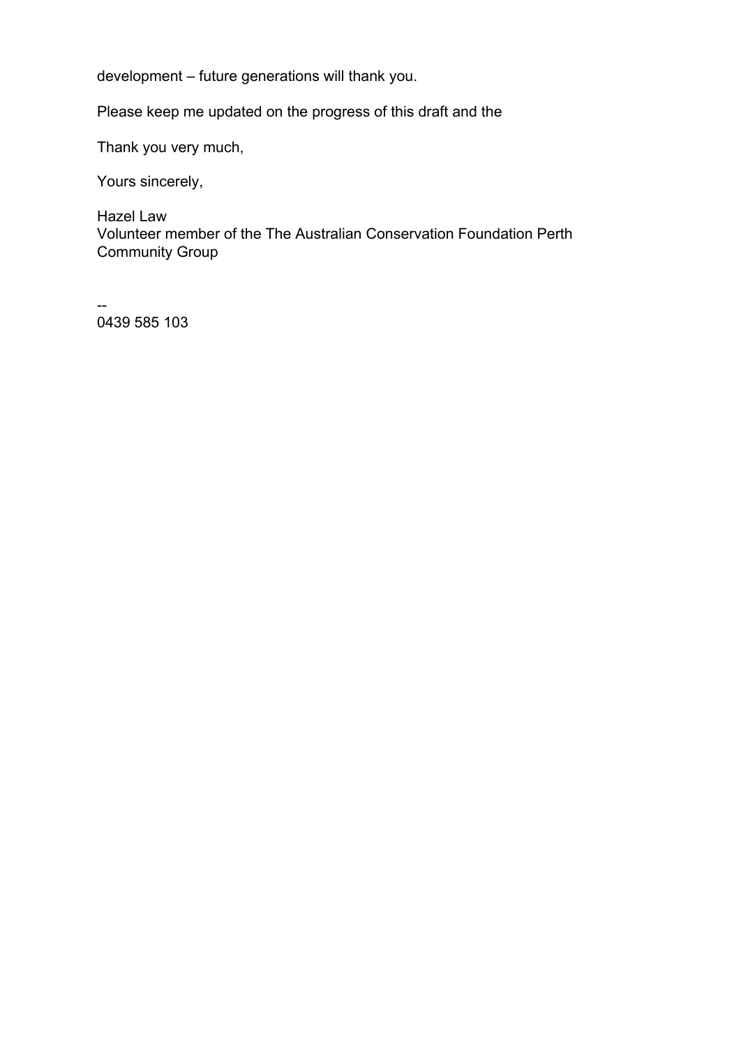development – future generations will thank you.

Please keep me updated on the progress of this draft and the

Thank you very much,

Yours sincerely,

Hazel Law
Volunteer member of the The Australian Conservation Foundation Perth Community Group

--
0439 585 103